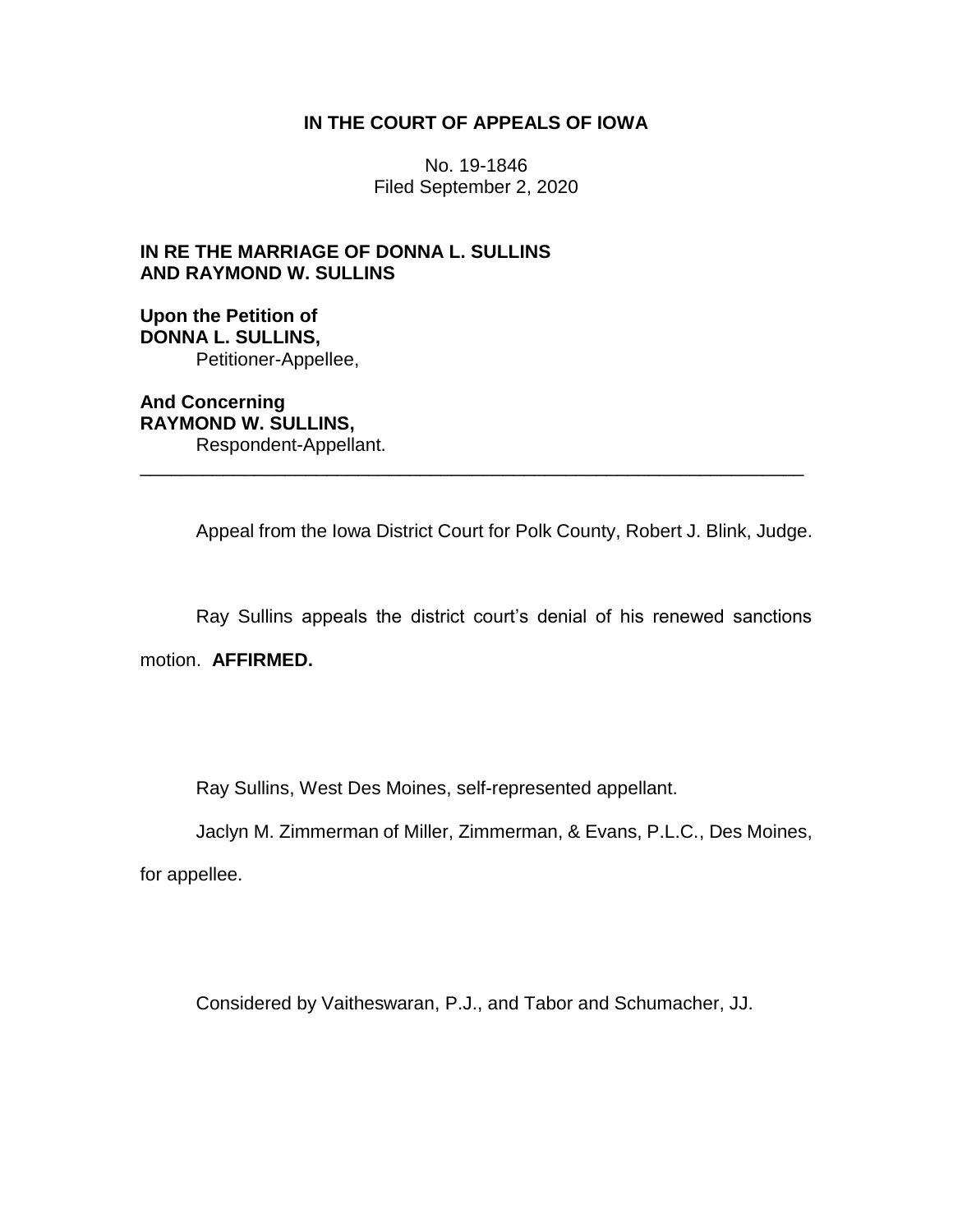**IN THE COURT OF APPEALS OF IOWA**

No. 19-1846
Filed September 2, 2020

**IN RE THE MARRIAGE OF DONNA L. SULLINS AND RAYMOND W. SULLINS**

**Upon the Petition of**
**DONNA L. SULLINS,**
Petitioner-Appellee,

**And Concerning**
**RAYMOND W. SULLINS,**
Respondent-Appellant.

---

Appeal from the Iowa District Court for Polk County, Robert J. Blink, Judge.

Ray Sullins appeals the district court's denial of his renewed sanctions motion. **AFFIRMED.**

Ray Sullins, West Des Moines, self-represented appellant.

Jaclyn M. Zimmerman of Miller, Zimmerman, & Evans, P.L.C., Des Moines, for appellee.

Considered by Vaitheswaran, P.J., and Tabor and Schumacher, JJ.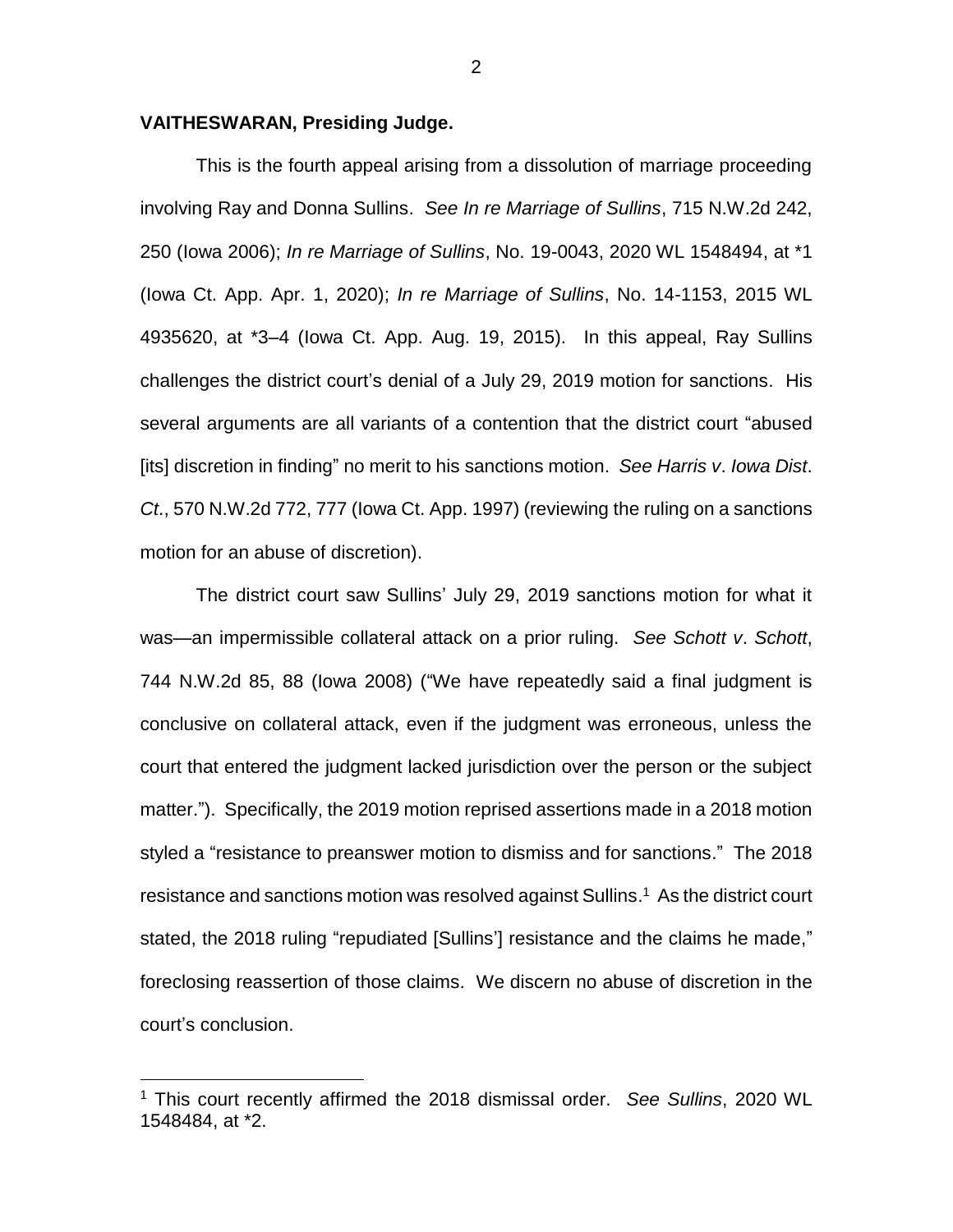**VAITHESWARAN, Presiding Judge.**

This is the fourth appeal arising from a dissolution of marriage proceeding involving Ray and Donna Sullins. *See In re Marriage of Sullins*, 715 N.W.2d 242, 250 (Iowa 2006); *In re Marriage of Sullins*, No. 19-0043, 2020 WL 1548494, at *1 (Iowa Ct. App. Apr. 1, 2020); *In re Marriage of Sullins*, No. 14-1153, 2015 WL 4935620, at *3–4 (Iowa Ct. App. Aug. 19, 2015). In this appeal, Ray Sullins challenges the district court's denial of a July 29, 2019 motion for sanctions. His several arguments are all variants of a contention that the district court "abused [its] discretion in finding" no merit to his sanctions motion. *See Harris v. Iowa Dist. Ct.*, 570 N.W.2d 772, 777 (Iowa Ct. App. 1997) (reviewing the ruling on a sanctions motion for an abuse of discretion).

The district court saw Sullins' July 29, 2019 sanctions motion for what it was—an impermissible collateral attack on a prior ruling. *See Schott v. Schott*, 744 N.W.2d 85, 88 (Iowa 2008) ("We have repeatedly said a final judgment is conclusive on collateral attack, even if the judgment was erroneous, unless the court that entered the judgment lacked jurisdiction over the person or the subject matter."). Specifically, the 2019 motion reprised assertions made in a 2018 motion styled a "resistance to preanswer motion to dismiss and for sanctions." The 2018 resistance and sanctions motion was resolved against Sullins.[1] As the district court stated, the 2018 ruling "repudiated [Sullins'] resistance and the claims he made," foreclosing reassertion of those claims. We discern no abuse of discretion in the court's conclusion.

[1] This court recently affirmed the 2018 dismissal order. *See Sullins*, 2020 WL 1548484, at *2.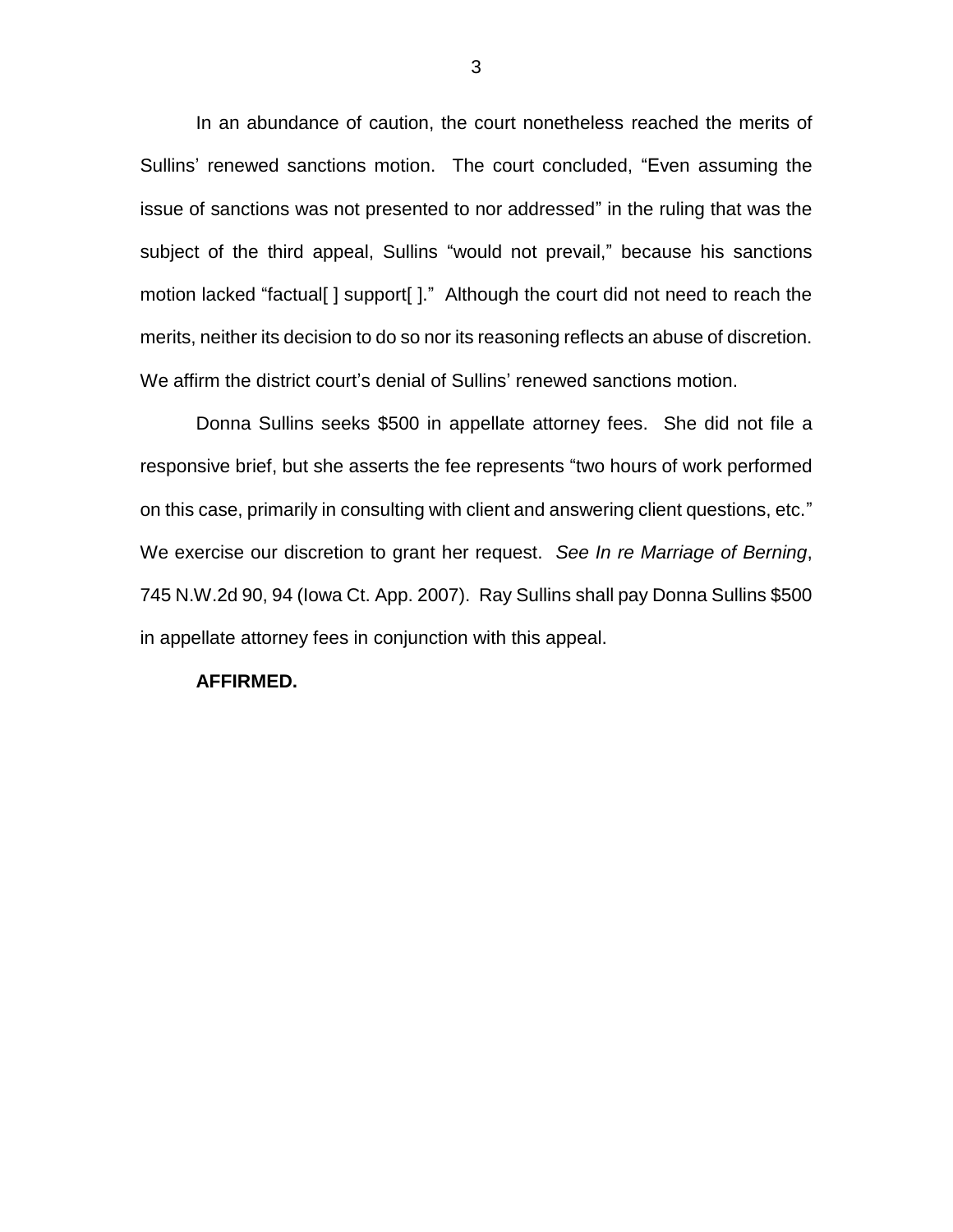In an abundance of caution, the court nonetheless reached the merits of Sullins' renewed sanctions motion. The court concluded, "Even assuming the issue of sanctions was not presented to nor addressed" in the ruling that was the subject of the third appeal, Sullins "would not prevail," because his sanctions motion lacked "factual[ ] support[ ]." Although the court did not need to reach the merits, neither its decision to do so nor its reasoning reflects an abuse of discretion. We affirm the district court's denial of Sullins' renewed sanctions motion.

Donna Sullins seeks $500 in appellate attorney fees. She did not file a responsive brief, but she asserts the fee represents "two hours of work performed on this case, primarily in consulting with client and answering client questions, etc." We exercise our discretion to grant her request. *See In re Marriage of Berning*, 745 N.W.2d 90, 94 (Iowa Ct. App. 2007). Ray Sullins shall pay Donna Sullins $500 in appellate attorney fees in conjunction with this appeal.

**AFFIRMED.**